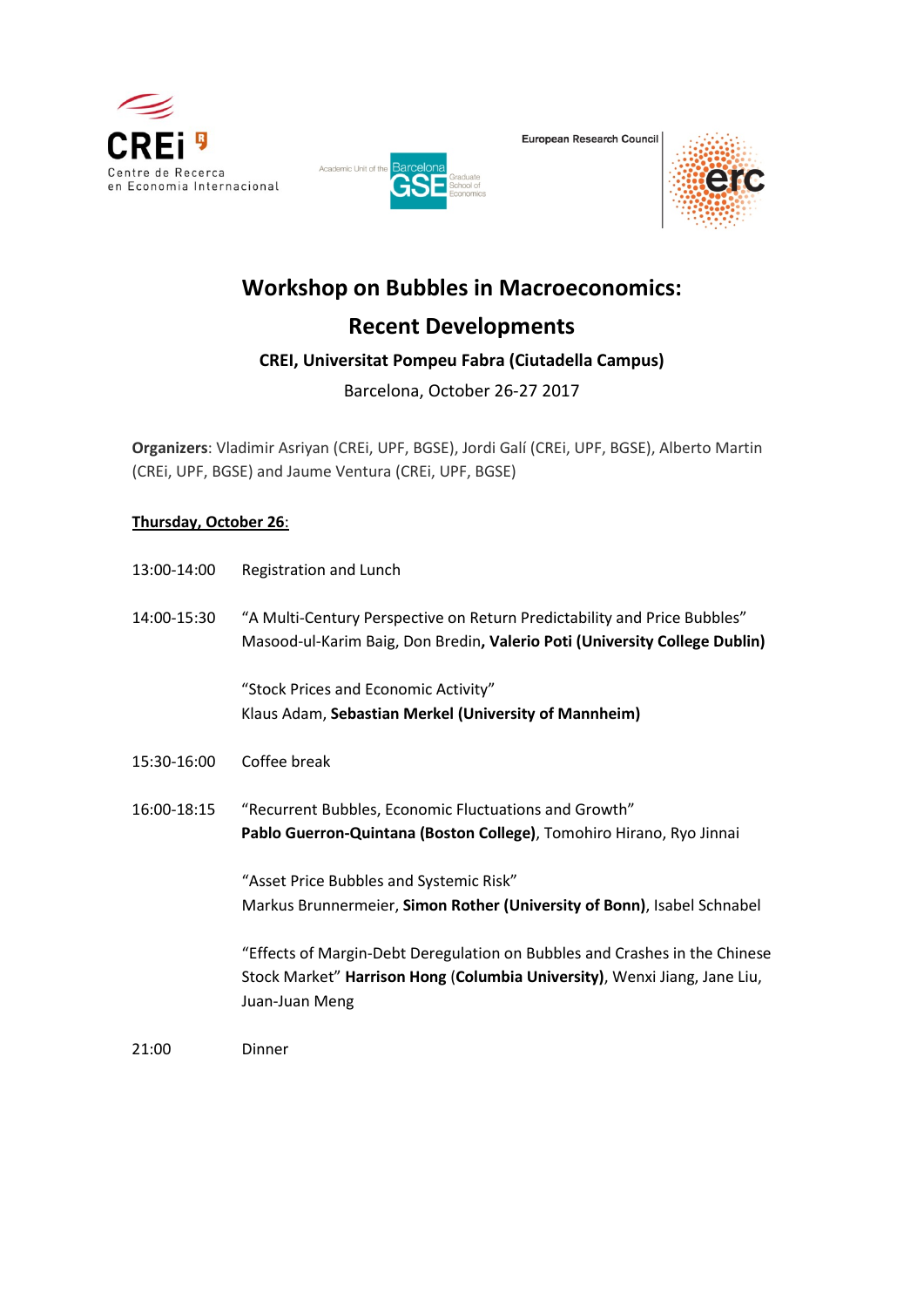# Workshop on Bubbles in Macroeconomics: Recent Developments

**CREI, Universitat Pompeu Fabra (Ciutadella Campus)**

Barcelona, October 26-27 2017

**Organizers**: Vladimir Asriyan (CREi, UPF, BGSE), Jordi Galí (CREi, UPF, BGSE), Alberto Martin (CREi, UPF, BGSE) and Jaume Ventura (CREi, UPF, BGSE)

**Thursday, October 26**:

13:00-14:00 Registration and Lunch

14:00-15:30 "A Multi-Century Perspective on Return Predictability and Price Bubbles"
Masood-ul-Karim Baig, Don Bredin**, Valerio Poti (University College Dublin)**

"Stock Prices and Economic Activity"
Klaus Adam, **Sebastian Merkel (University of Mannheim)**

15:30-16:00 Coffee break

16:00-18:15 "Recurrent Bubbles, Economic Fluctuations and Growth"
**Pablo Guerron-Quintana (Boston College)**, Tomohiro Hirano, Ryo Jinnai

"Asset Price Bubbles and Systemic Risk"
Markus Brunnermeier, **Simon Rother (University of Bonn)**, Isabel Schnabel

"Effects of Margin-Debt Deregulation on Bubbles and Crashes in the Chinese Stock Market" **Harrison Hong** (**Columbia University)**, Wenxi Jiang, Jane Liu, Juan-Juan Meng

21:00 Dinner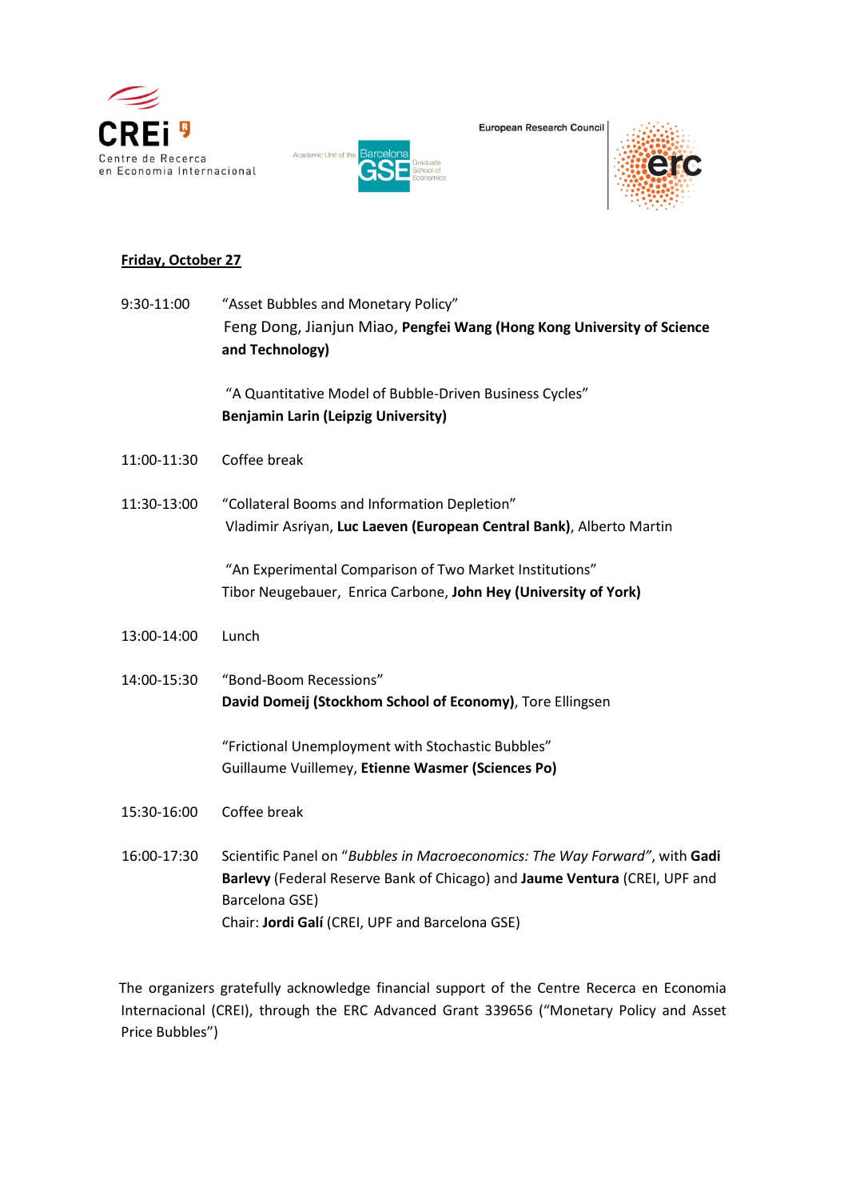**Friday, October 27**

| | |
|---|---|
| 9:30-11:00 | "Asset Bubbles and Monetary Policy"<br>Feng Dong, Jianjun Miao, **Pengfei Wang (Hong Kong University of Science and Technology)**<br><br>"A Quantitative Model of Bubble-Driven Business Cycles"<br>**Benjamin Larin (Leipzig University)** |
| 11:00-11:30 | Coffee break |
| 11:30-13:00 | "Collateral Booms and Information Depletion"<br>Vladimir Asriyan, **Luc Laeven (European Central Bank)**, Alberto Martin<br><br>"An Experimental Comparison of Two Market Institutions"<br>Tibor Neugebauer, Enrica Carbone, **John Hey (University of York)** |
| 13:00-14:00 | Lunch |
| 14:00-15:30 | "Bond-Boom Recessions"<br>**David Domeij (Stockhom School of Economy)**, Tore Ellingsen<br><br>"Frictional Unemployment with Stochastic Bubbles"<br>Guillaume Vuillemey, **Etienne Wasmer (Sciences Po)** |
| 15:30-16:00 | Coffee break |
| 16:00-17:30 | Scientific Panel on "*Bubbles in Macroeconomics: The Way Forward*", with **Gadi Barlevy** (Federal Reserve Bank of Chicago) and **Jaume Ventura** (CREI, UPF and Barcelona GSE)<br>Chair: **Jordi Galí** (CREI, UPF and Barcelona GSE) |

The organizers gratefully acknowledge financial support of the Centre Recerca en Economia Internacional (CREI), through the ERC Advanced Grant 339656 ("Monetary Policy and Asset Price Bubbles")